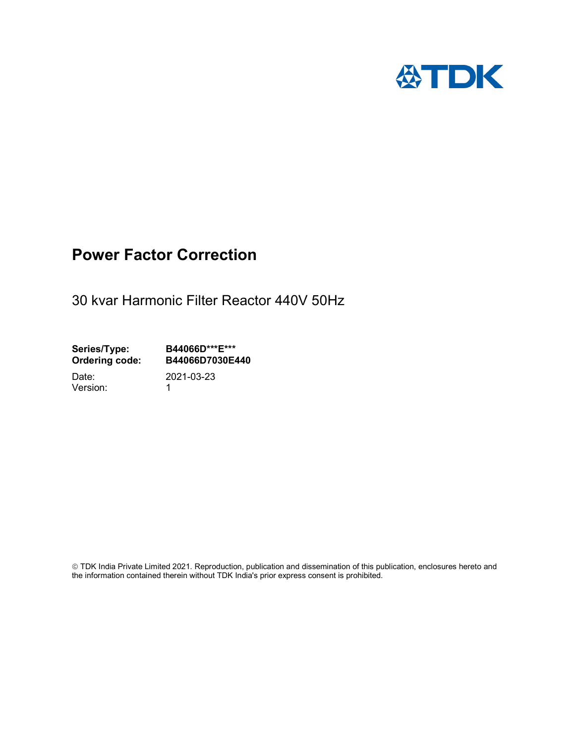# Power Factor Correction

30 kvar Harmonic Filter Reactor 440V 50Hz

**Series/Type:** **B44066D***E*****
**Ordering code:** **B44066D7030E440**

Date: 2021-03-23
Version: 1

© TDK India Private Limited 2021. Reproduction, publication and dissemination of this publication, enclosures hereto and the information contained therein without TDK India's prior express consent is prohibited.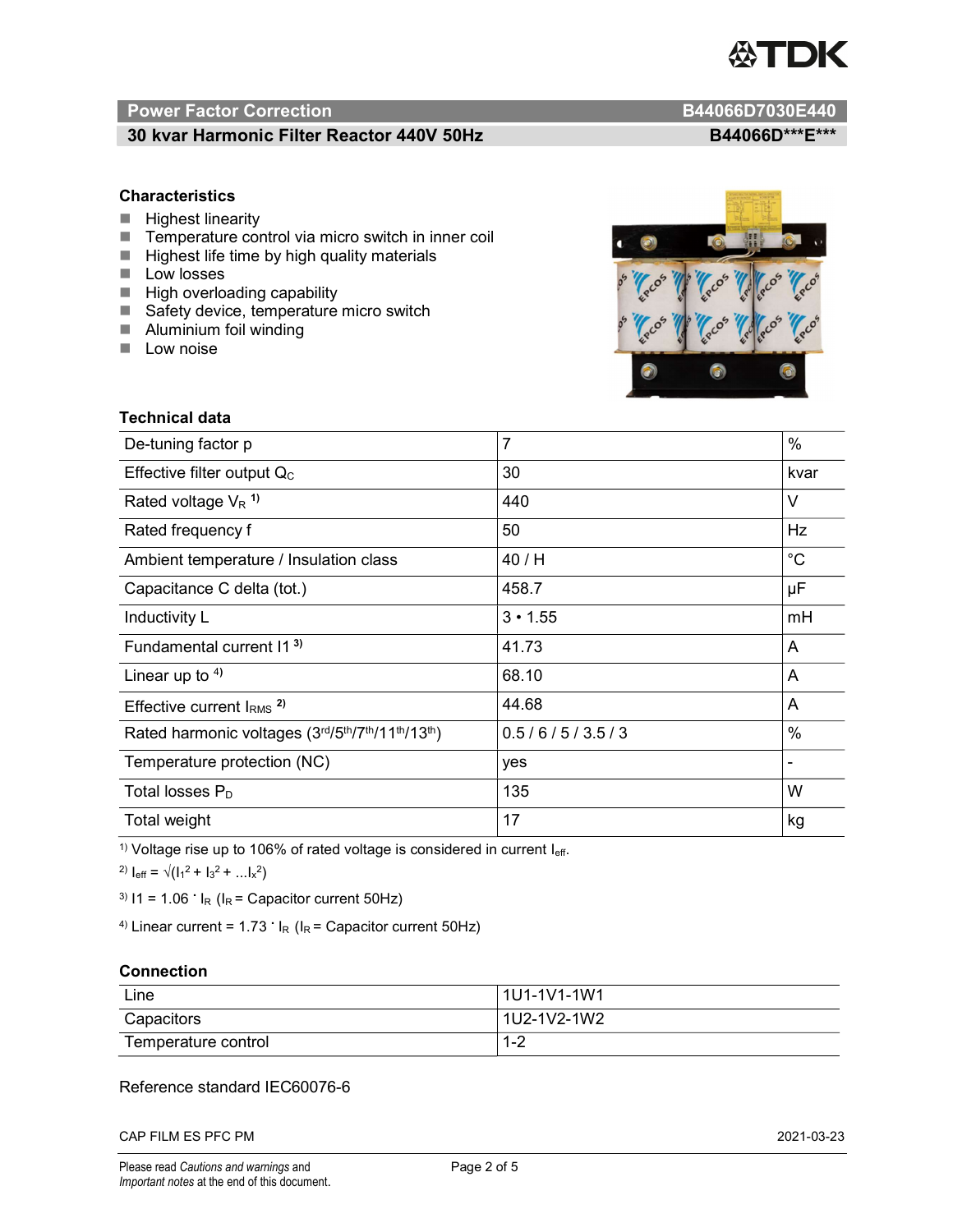## Power Factor Correction — B44066D7030E440

### 30 kvar Harmonic Filter Reactor 440V 50Hz — B44066D\*\*\*E\*\*\*

### Characteristics

- Highest linearity
- Temperature control via micro switch in inner coil
- Highest life time by high quality materials
- Low losses
- High overloading capability
- Safety device, temperature micro switch
- Aluminium foil winding
- Low noise

### Technical data

| | | |
|---|---|---|
| De-tuning factor p | 7 | % |
| Effective filter output $Q_C$ | 30 | kvar |
| Rated voltage $V_R$ [1] | 440 | V |
| Rated frequency f | 50 | Hz |
| Ambient temperature / Insulation class | 40 / H | °C |
| Capacitance C delta (tot.) | 458.7 | µF |
| Inductivity L | 3 • 1.55 | mH |
| Fundamental current I1 [3] | 41.73 | A |
| Linear up to [4] | 68.10 | A |
| Effective current $I_{RMS}$ [2] | 44.68 | A |
| Rated harmonic voltages (3rd/5th/7th/11th/13th) | 0.5 / 6 / 5 / 3.5 / 3 | % |
| Temperature protection (NC) | yes | - |
| Total losses $P_D$ | 135 | W |
| Total weight | 17 | kg |

[1] Voltage rise up to 106% of rated voltage is considered in current $I_{eff}$.

[2] $I_{eff} = \sqrt{(I_1^2 + I_3^2 + \ldots I_x^2)}$

[3] $I1 = 1.06 \cdot I_R$ ($I_R$ = Capacitor current 50Hz)

[4] Linear current = $1.73 \cdot I_R$ ($I_R$ = Capacitor current 50Hz)

### Connection

| | |
|---|---|
| Line | 1U1-1V1-1W1 |
| Capacitors | 1U2-1V2-1W2 |
| Temperature control | 1-2 |

Reference standard IEC60076-6

CAP FILM ES PFC PM — 2021-03-23

Please read *Cautions and warnings* and *Important notes* at the end of this document.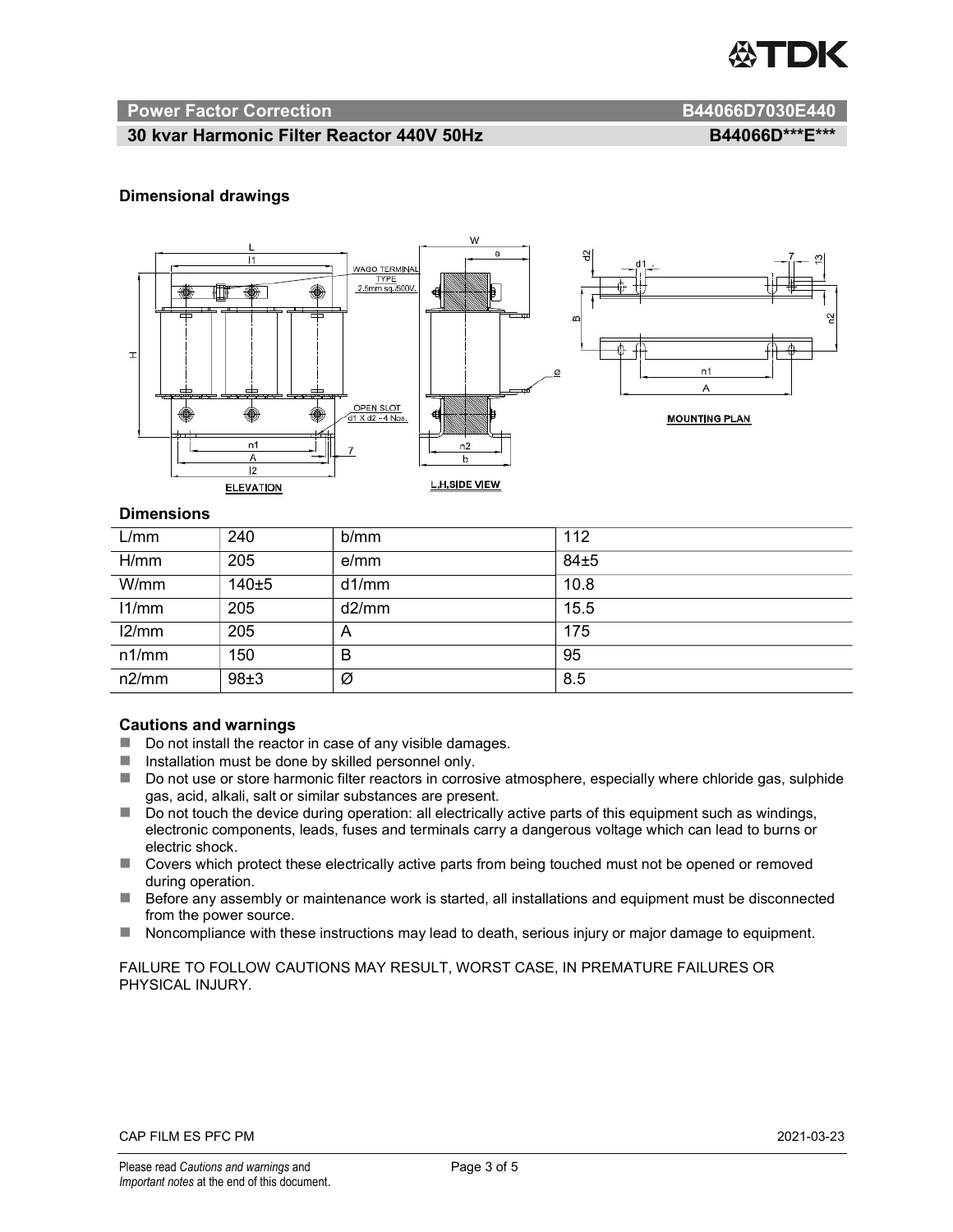## Power Factor Correction B44066D7030E440

### 30 kvar Harmonic Filter Reactor 440V 50Hz B44066D\*\*\*E\*\*\*

**Dimensional drawings**

WAGO TERMINAL TYPE 2.5mm sq./500V.

OPEN SLOT d1 X d2 - 4 Nos.

ELEVATION

L.H.SIDE VIEW

MOUNTING PLAN

**Dimensions**

| L/mm | 240 | b/mm | 112 |
|---|---|---|---|
| H/mm | 205 | e/mm | 84±5 |
| W/mm | 140±5 | d1/mm | 10.8 |
| l1/mm | 205 | d2/mm | 15.5 |
| l2/mm | 205 | A | 175 |
| n1/mm | 150 | B | 95 |
| n2/mm | 98±3 | Ø | 8.5 |

**Cautions and warnings**

- Do not install the reactor in case of any visible damages.
- Installation must be done by skilled personnel only.
- Do not use or store harmonic filter reactors in corrosive atmosphere, especially where chloride gas, sulphide gas, acid, alkali, salt or similar substances are present.
- Do not touch the device during operation: all electrically active parts of this equipment such as windings, electronic components, leads, fuses and terminals carry a dangerous voltage which can lead to burns or electric shock.
- Covers which protect these electrically active parts from being touched must not be opened or removed during operation.
- Before any assembly or maintenance work is started, all installations and equipment must be disconnected from the power source.
- Noncompliance with these instructions may lead to death, serious injury or major damage to equipment.

FAILURE TO FOLLOW CAUTIONS MAY RESULT, WORST CASE, IN PREMATURE FAILURES OR PHYSICAL INJURY.

CAP FILM ES PFC PM 2021-03-23

Please read *Cautions and warnings* and *Important notes* at the end of this document.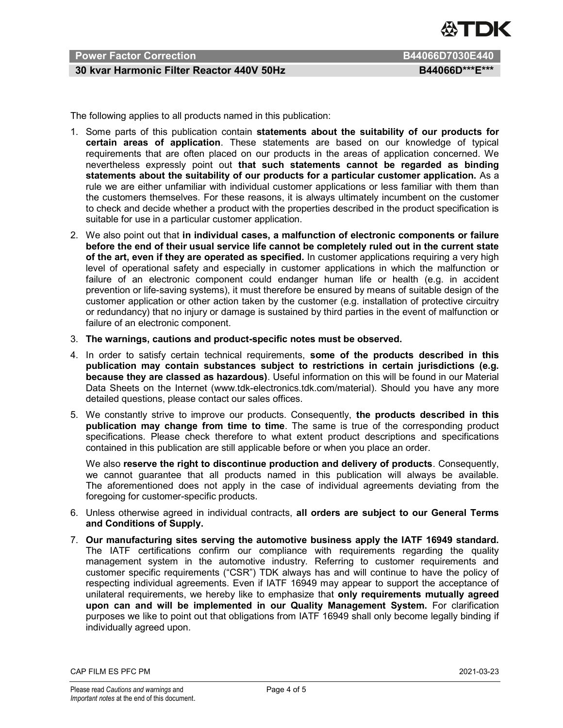The following applies to all products named in this publication:

1. Some parts of this publication contain **statements about the suitability of our products for certain areas of application**. These statements are based on our knowledge of typical requirements that are often placed on our products in the areas of application concerned. We nevertheless expressly point out **that such statements cannot be regarded as binding statements about the suitability of our products for a particular customer application.** As a rule we are either unfamiliar with individual customer applications or less familiar with them than the customers themselves. For these reasons, it is always ultimately incumbent on the customer to check and decide whether a product with the properties described in the product specification is suitable for use in a particular customer application.
2. We also point out that **in individual cases, a malfunction of electronic components or failure before the end of their usual service life cannot be completely ruled out in the current state of the art, even if they are operated as specified.** In customer applications requiring a very high level of operational safety and especially in customer applications in which the malfunction or failure of an electronic component could endanger human life or health (e.g. in accident prevention or life-saving systems), it must therefore be ensured by means of suitable design of the customer application or other action taken by the customer (e.g. installation of protective circuitry or redundancy) that no injury or damage is sustained by third parties in the event of malfunction or failure of an electronic component.
3. **The warnings, cautions and product-specific notes must be observed.**
4. In order to satisfy certain technical requirements, **some of the products described in this publication may contain substances subject to restrictions in certain jurisdictions (e.g. because they are classed as hazardous)**. Useful information on this will be found in our Material Data Sheets on the Internet (www.tdk-electronics.tdk.com/material). Should you have any more detailed questions, please contact our sales offices.
5. We constantly strive to improve our products. Consequently, **the products described in this publication may change from time to time**. The same is true of the corresponding product specifications. Please check therefore to what extent product descriptions and specifications contained in this publication are still applicable before or when you place an order.

   We also **reserve the right to discontinue production and delivery of products**. Consequently, we cannot guarantee that all products named in this publication will always be available. The aforementioned does not apply in the case of individual agreements deviating from the foregoing for customer-specific products.
6. Unless otherwise agreed in individual contracts, **all orders are subject to our General Terms and Conditions of Supply.**
7. **Our manufacturing sites serving the automotive business apply the IATF 16949 standard.** The IATF certifications confirm our compliance with requirements regarding the quality management system in the automotive industry. Referring to customer requirements and customer specific requirements ("CSR") TDK always has and will continue to have the policy of respecting individual agreements. Even if IATF 16949 may appear to support the acceptance of unilateral requirements, we hereby like to emphasize that **only requirements mutually agreed upon can and will be implemented in our Quality Management System.** For clarification purposes we like to point out that obligations from IATF 16949 shall only become legally binding if individually agreed upon.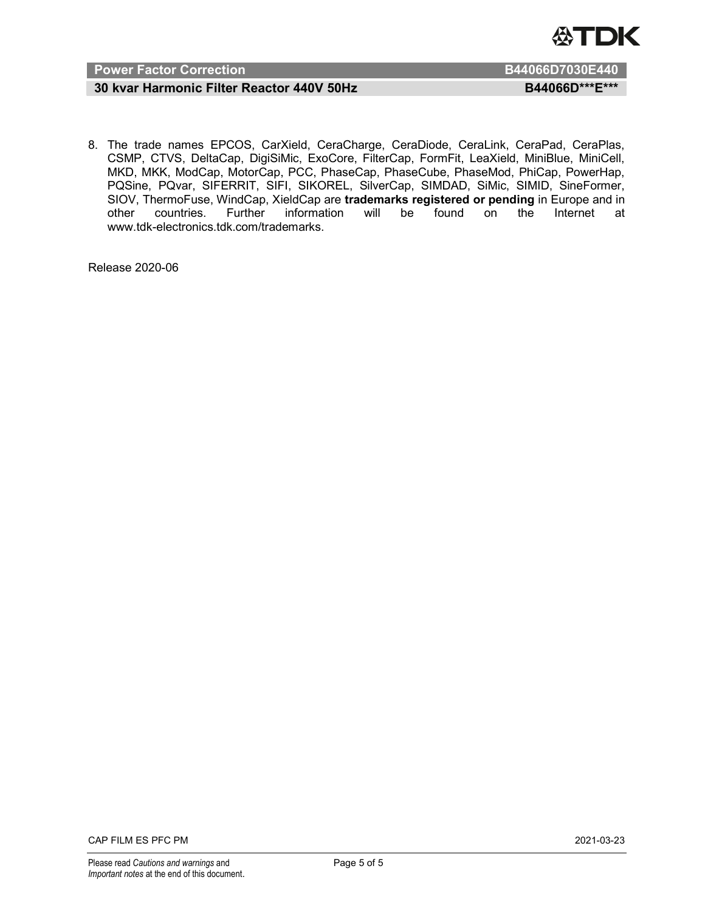8. The trade names EPCOS, CarXield, CeraCharge, CeraDiode, CeraLink, CeraPad, CeraPlas, CSMP, CTVS, DeltaCap, DigiSiMic, ExoCore, FilterCap, FormFit, LeaXield, MiniBlue, MiniCell, MKD, MKK, ModCap, MotorCap, PCC, PhaseCap, PhaseCube, PhaseMod, PhiCap, PowerHap, PQSine, PQvar, SIFERRIT, SIFI, SIKOREL, SilverCap, SIMDAD, SiMic, SIMID, SineFormer, SIOV, ThermoFuse, WindCap, XieldCap are **trademarks registered or pending** in Europe and in other countries. Further information will be found on the Internet at www.tdk-electronics.tdk.com/trademarks.

Release 2020-06